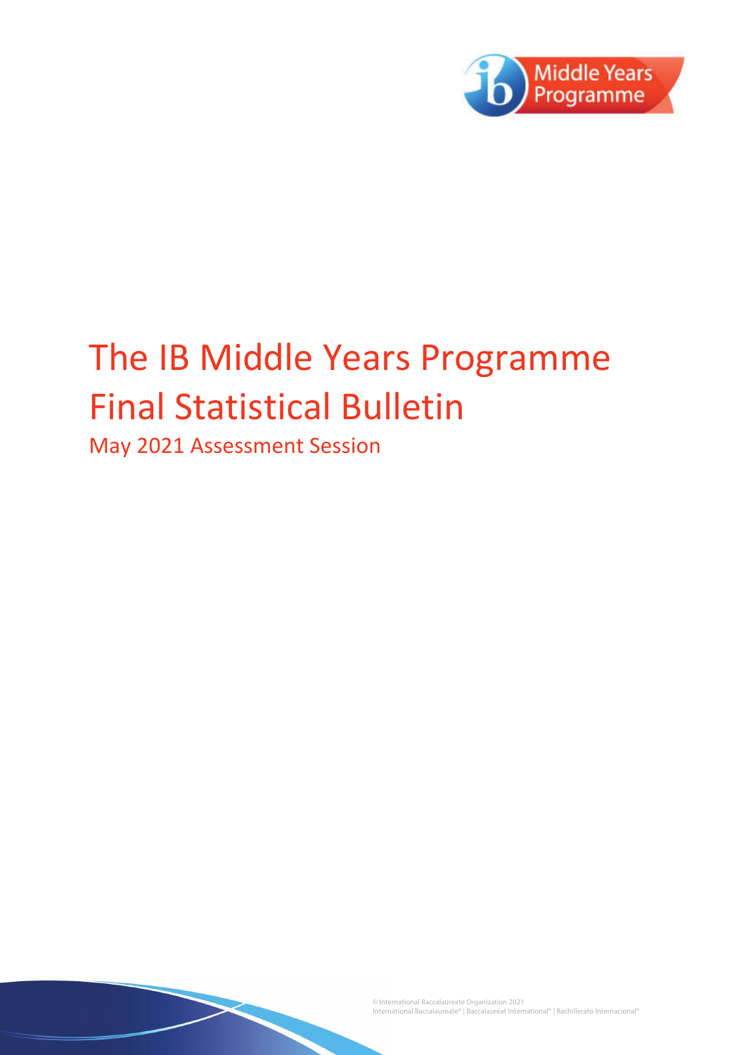# The IB Middle Years Programme Final Statistical Bulletin

## May 2021 Assessment Session

© International Baccalaureate Organization 2021
International Baccalaureate® | Baccalauréat International® | Bachillerato Internacional®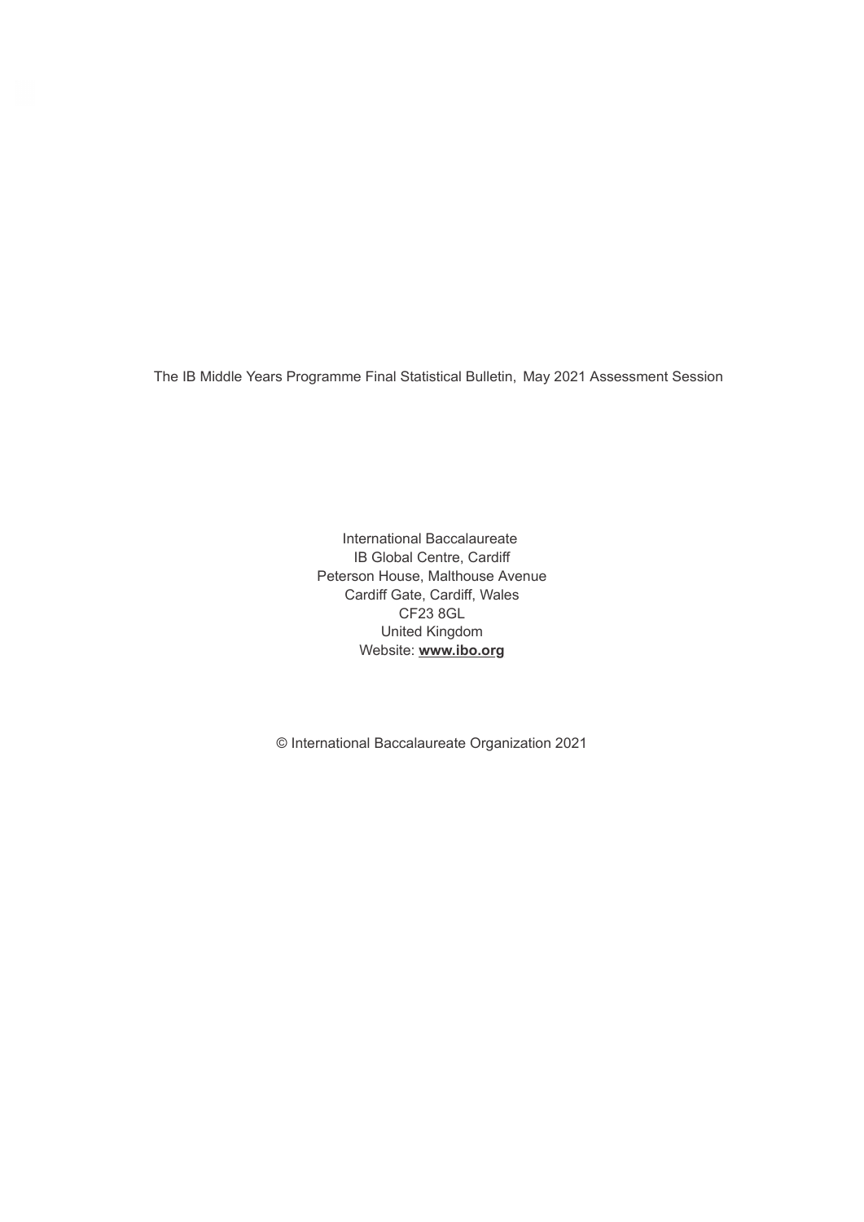The IB Middle Years Programme Final Statistical Bulletin, May 2021 Assessment Session

International Baccalaureate
IB Global Centre, Cardiff
Peterson House, Malthouse Avenue
Cardiff Gate, Cardiff, Wales
CF23 8GL
United Kingdom
Website: **www.ibo.org**

© International Baccalaureate Organization 2021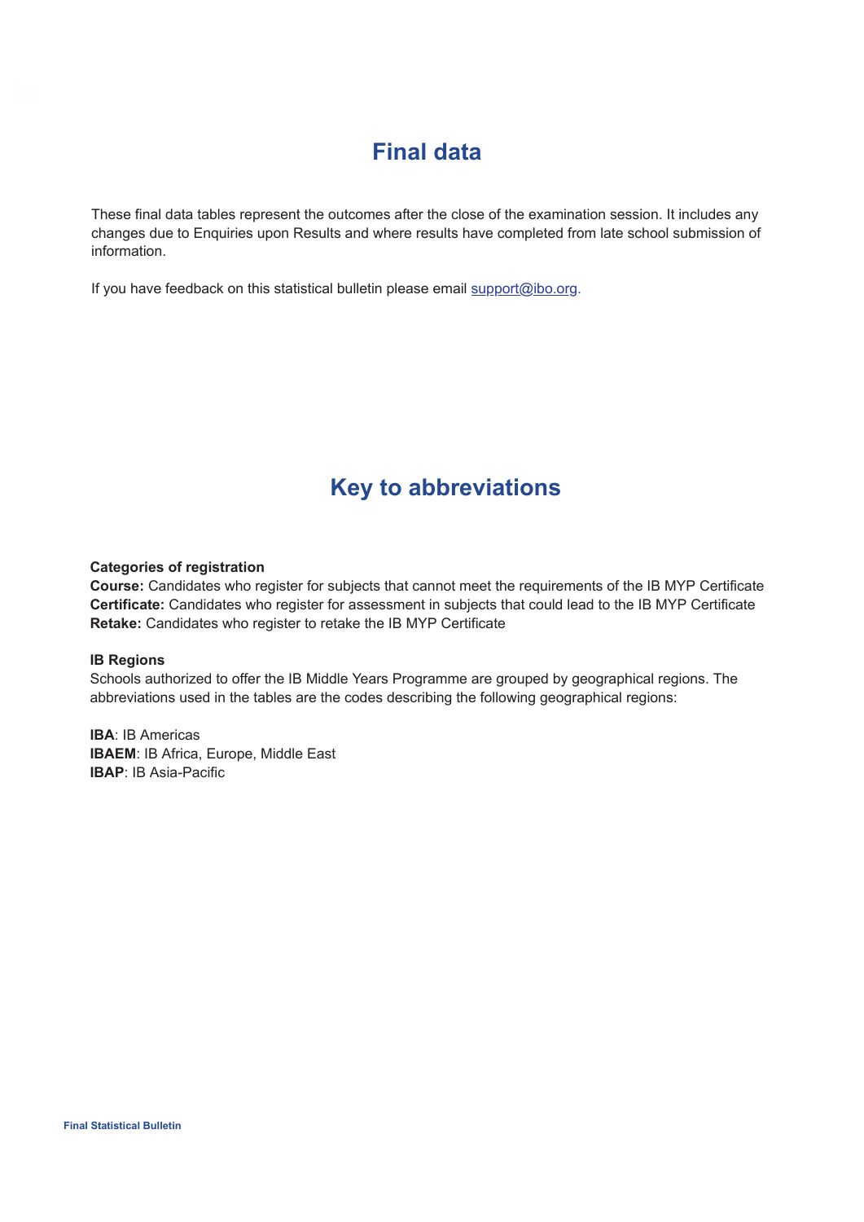# Final data

These final data tables represent the outcomes after the close of the examination session. It includes any changes due to Enquiries upon Results and where results have completed from late school submission of information.

If you have feedback on this statistical bulletin please email support@ibo.org.

# Key to abbreviations

**Categories of registration**
**Course:** Candidates who register for subjects that cannot meet the requirements of the IB MYP Certificate
**Certificate:** Candidates who register for assessment in subjects that could lead to the IB MYP Certificate
**Retake:** Candidates who register to retake the IB MYP Certificate

**IB Regions**
Schools authorized to offer the IB Middle Years Programme are grouped by geographical regions. The abbreviations used in the tables are the codes describing the following geographical regions:

**IBA**: IB Americas
**IBAEM**: IB Africa, Europe, Middle East
**IBAP**: IB Asia-Pacific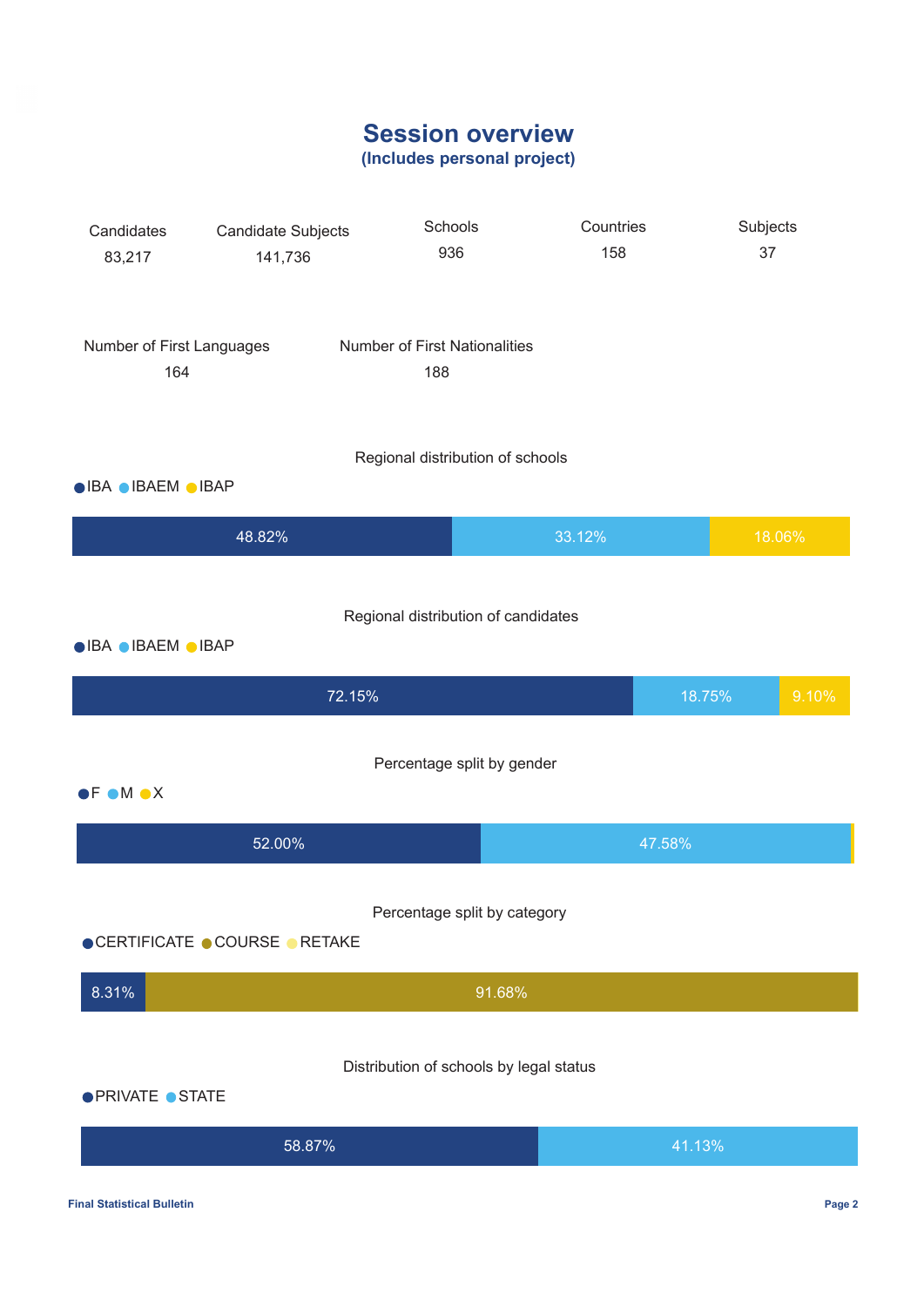# Session overview

**(Includes personal project)**

| Candidates | Candidate Subjects | Schools | Countries | Subjects |
|---|---|---|---|---|
| 83,217 | 141,736 | 936 | 158 | 37 |

| Number of First Languages | Number of First Nationalities |
|---|---|
| 164 | 188 |

## Regional distribution of schools

| IBA | IBAEM | IBAP |
|---|---|---|
| 48.82% | 33.12% | 18.06% |

## Regional distribution of candidates

| IBA | IBAEM | IBAP |
|---|---|---|
| 72.15% | 18.75% | 9.10% |

## Percentage split by gender

| F | M | X |
|---|---|---|
| 52.00% | 47.58% | |

## Percentage split by category

| CERTIFICATE | COURSE | RETAKE |
|---|---|---|
| 8.31% | 91.68% | |

## Distribution of schools by legal status

| PRIVATE | STATE |
|---|---|
| 58.87% | 41.13% |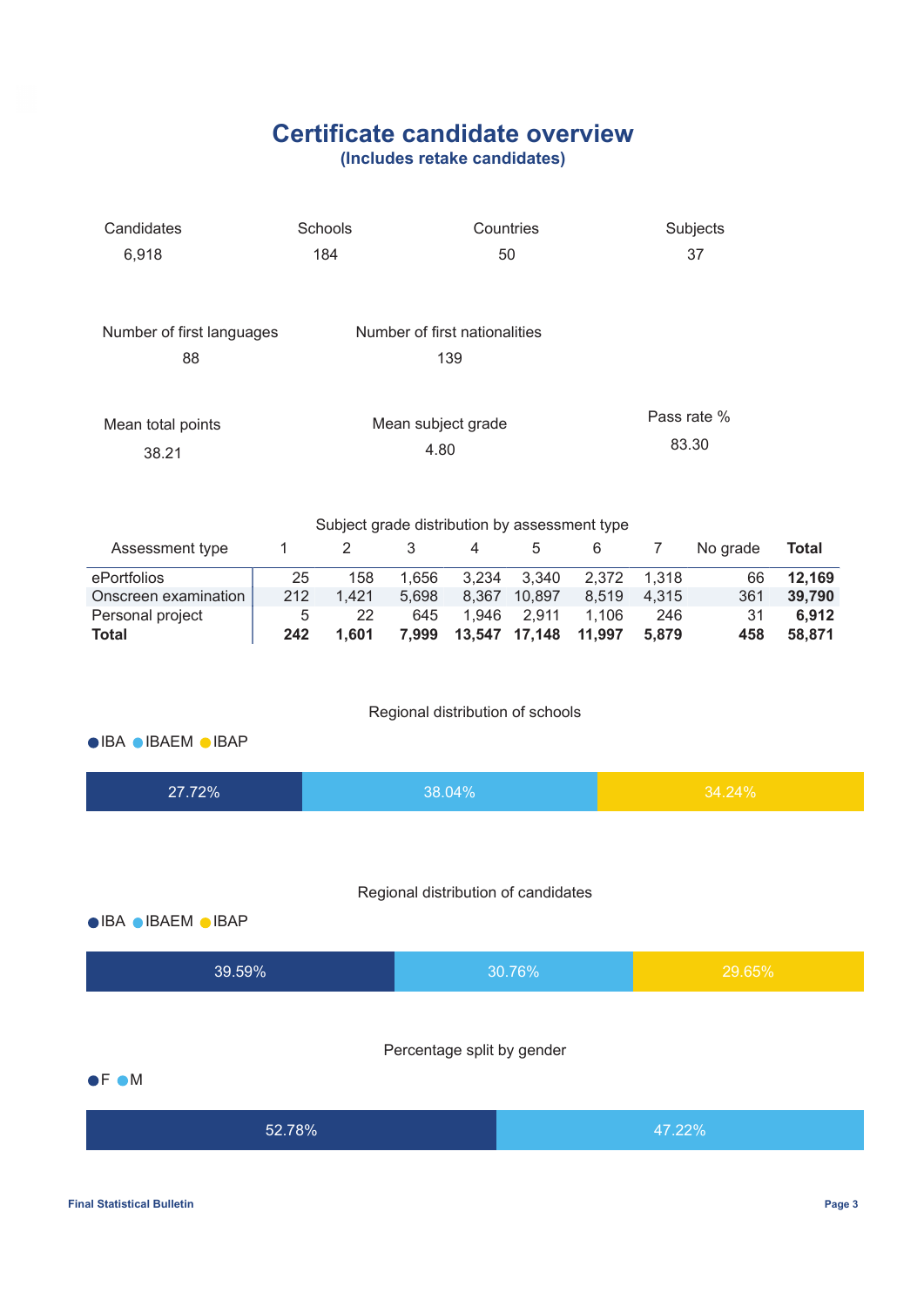# Certificate candidate overview

**(Includes retake candidates)**

| Candidates | Schools | Countries | Subjects |
|---|---|---|---|
| 6,918 | 184 | 50 | 37 |

| Number of first languages | Number of first nationalities |
|---|---|
| 88 | 139 |

| Mean total points | Mean subject grade | Pass rate % |
|---|---|---|
| 38.21 | 4.80 | 83.30 |

Subject grade distribution by assessment type

| Assessment type | 1 | 2 | 3 | 4 | 5 | 6 | 7 | No grade | Total |
|---|---|---|---|---|---|---|---|---|---|
| ePortfolios | 25 | 158 | 1,656 | 3,234 | 3,340 | 2,372 | 1,318 | 66 | **12,169** |
| Onscreen examination | 212 | 1,421 | 5,698 | 8,367 | 10,897 | 8,519 | 4,315 | 361 | **39,790** |
| Personal project | 5 | 22 | 645 | 1,946 | 2,911 | 1,106 | 246 | 31 | **6,912** |
| **Total** | **242** | **1,601** | **7,999** | **13,547** | **17,148** | **11,997** | **5,879** | **458** | **58,871** |

Regional distribution of schools

| IBA | IBAEM | IBAP |
|---|---|---|
| 27.72% | 38.04% | 34.24% |

Regional distribution of candidates

| IBA | IBAEM | IBAP |
|---|---|---|
| 39.59% | 30.76% | 29.65% |

Percentage split by gender

| F | M |
|---|---|
| 52.78% | 47.22% |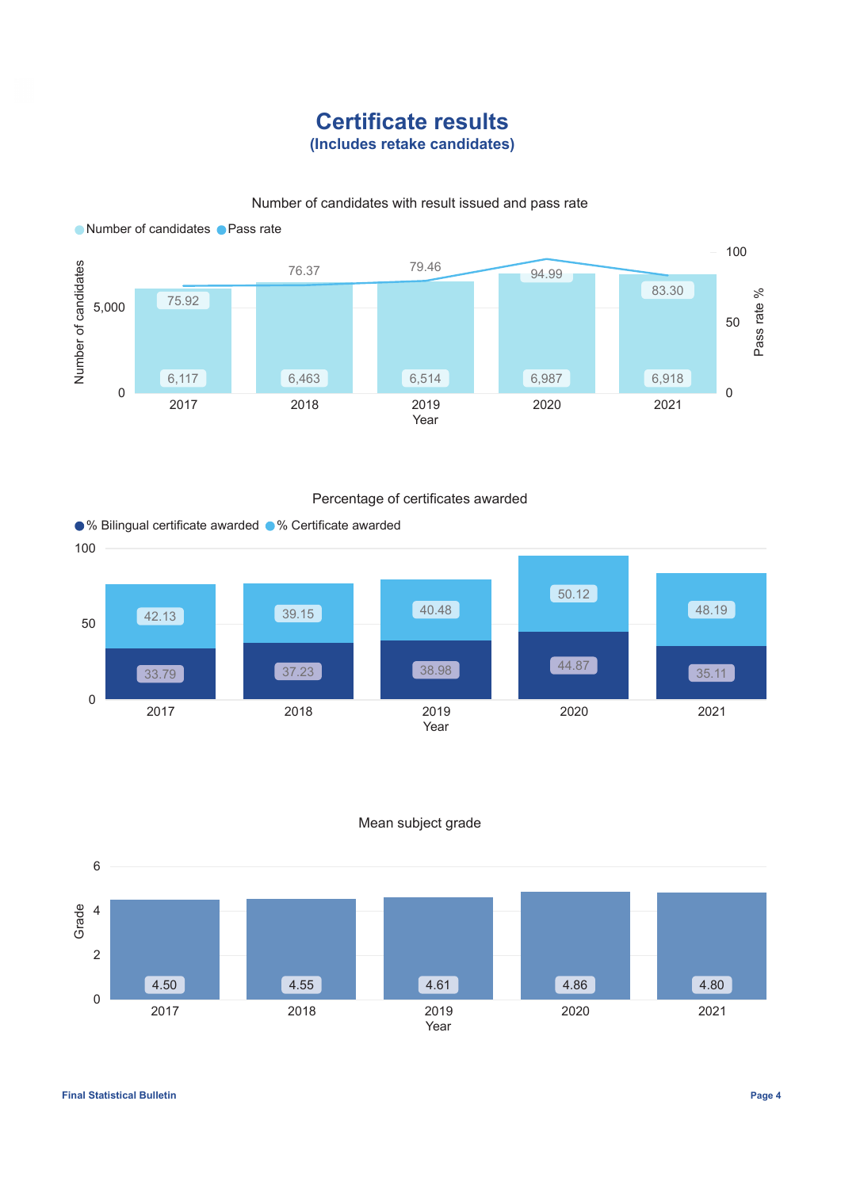# Certificate results

**(Includes retake candidates)**

Number of candidates with result issued and pass rate

| Year | Number of candidates | Pass rate % |
|---|---|---|
| 2017 | 6,117 | 75.92 |
| 2018 | 6,463 | 76.37 |
| 2019 | 6,514 | 79.46 |
| 2020 | 6,987 | 94.99 |
| 2021 | 6,918 | 83.30 |

Percentage of certificates awarded

| Year | % Bilingual certificate awarded | % Certificate awarded |
|---|---|---|
| 2017 | 33.79 | 42.13 |
| 2018 | 37.23 | 39.15 |
| 2019 | 38.98 | 40.48 |
| 2020 | 44.87 | 50.12 |
| 2021 | 35.11 | 48.19 |

Mean subject grade

| Year | Grade |
|---|---|
| 2017 | 4.50 |
| 2018 | 4.55 |
| 2019 | 4.61 |
| 2020 | 4.86 |
| 2021 | 4.80 |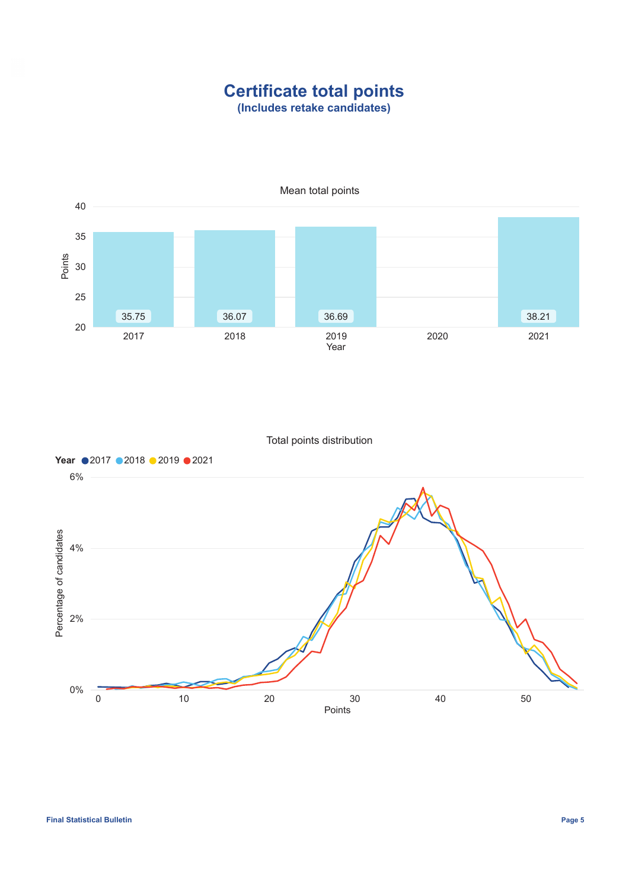# Certificate total points

**(Includes retake candidates)**

Mean total points

| Year | Points |
|---|---|
| 2017 | 35.75 |
| 2018 | 36.07 |
| 2019 | 36.69 |
| 2020 | |
| 2021 | 38.21 |

Total points distribution

Year ● 2017 ● 2018 ● 2019 ● 2021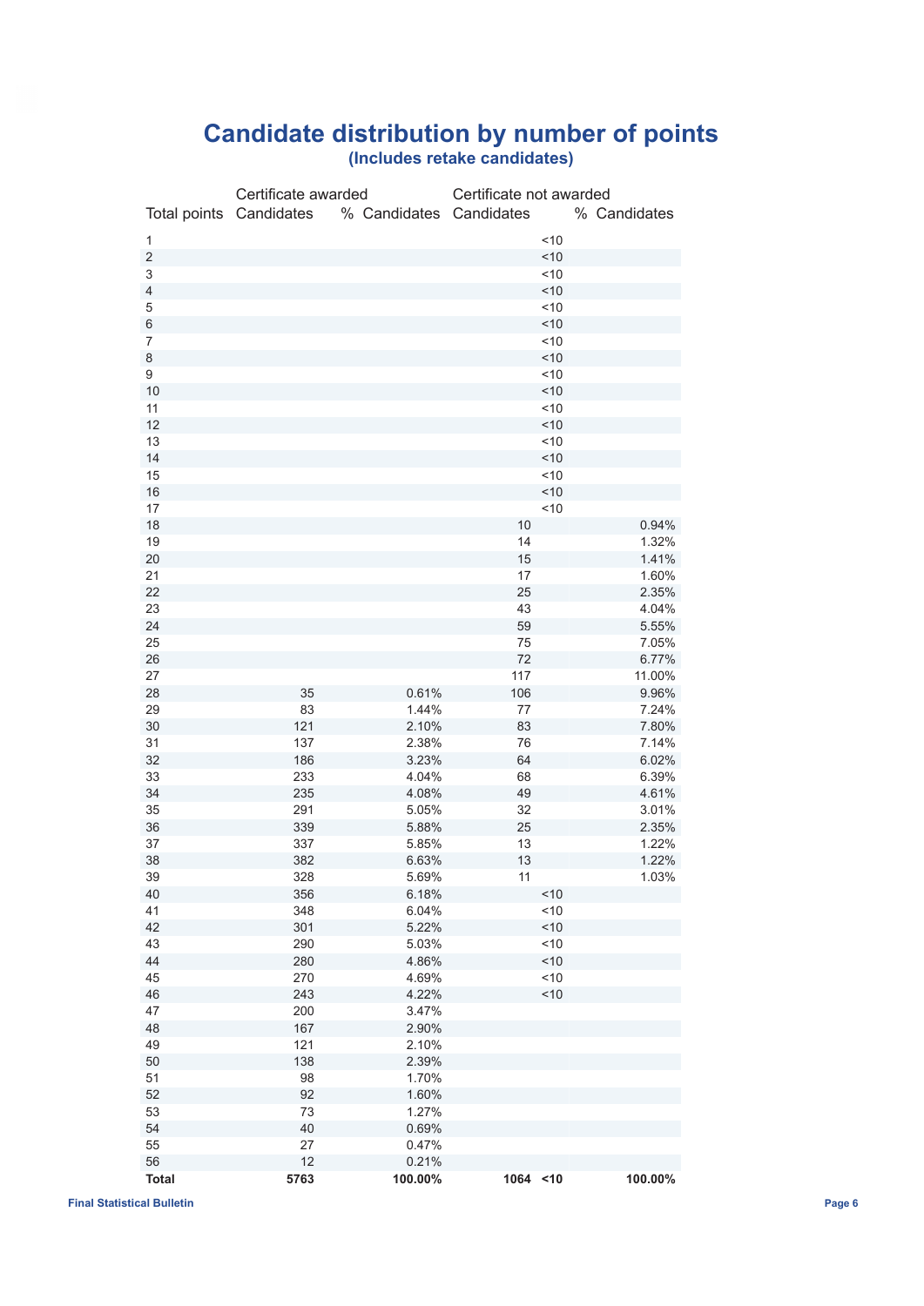# Candidate distribution by number of points

### (Includes retake candidates)

| Total points | Certificate awarded Candidates | Certificate awarded % Candidates | Certificate not awarded Candidates | Certificate not awarded % Candidates |
|---|---|---|---|---|
| 1 | | | <10 | |
| 2 | | | <10 | |
| 3 | | | <10 | |
| 4 | | | <10 | |
| 5 | | | <10 | |
| 6 | | | <10 | |
| 7 | | | <10 | |
| 8 | | | <10 | |
| 9 | | | <10 | |
| 10 | | | <10 | |
| 11 | | | <10 | |
| 12 | | | <10 | |
| 13 | | | <10 | |
| 14 | | | <10 | |
| 15 | | | <10 | |
| 16 | | | <10 | |
| 17 | | | <10 | |
| 18 | | | 10 | 0.94% |
| 19 | | | 14 | 1.32% |
| 20 | | | 15 | 1.41% |
| 21 | | | 17 | 1.60% |
| 22 | | | 25 | 2.35% |
| 23 | | | 43 | 4.04% |
| 24 | | | 59 | 5.55% |
| 25 | | | 75 | 7.05% |
| 26 | | | 72 | 6.77% |
| 27 | | | 117 | 11.00% |
| 28 | 35 | 0.61% | 106 | 9.96% |
| 29 | 83 | 1.44% | 77 | 7.24% |
| 30 | 121 | 2.10% | 83 | 7.80% |
| 31 | 137 | 2.38% | 76 | 7.14% |
| 32 | 186 | 3.23% | 64 | 6.02% |
| 33 | 233 | 4.04% | 68 | 6.39% |
| 34 | 235 | 4.08% | 49 | 4.61% |
| 35 | 291 | 5.05% | 32 | 3.01% |
| 36 | 339 | 5.88% | 25 | 2.35% |
| 37 | 337 | 5.85% | 13 | 1.22% |
| 38 | 382 | 6.63% | 13 | 1.22% |
| 39 | 328 | 5.69% | 11 | 1.03% |
| 40 | 356 | 6.18% | <10 | |
| 41 | 348 | 6.04% | <10 | |
| 42 | 301 | 5.22% | <10 | |
| 43 | 290 | 5.03% | <10 | |
| 44 | 280 | 4.86% | <10 | |
| 45 | 270 | 4.69% | <10 | |
| 46 | 243 | 4.22% | <10 | |
| 47 | 200 | 3.47% | | |
| 48 | 167 | 2.90% | | |
| 49 | 121 | 2.10% | | |
| 50 | 138 | 2.39% | | |
| 51 | 98 | 1.70% | | |
| 52 | 92 | 1.60% | | |
| 53 | 73 | 1.27% | | |
| 54 | 40 | 0.69% | | |
| 55 | 27 | 0.47% | | |
| 56 | 12 | 0.21% | | |
| **Total** | **5763** | **100.00%** | **1064 <10** | **100.00%** |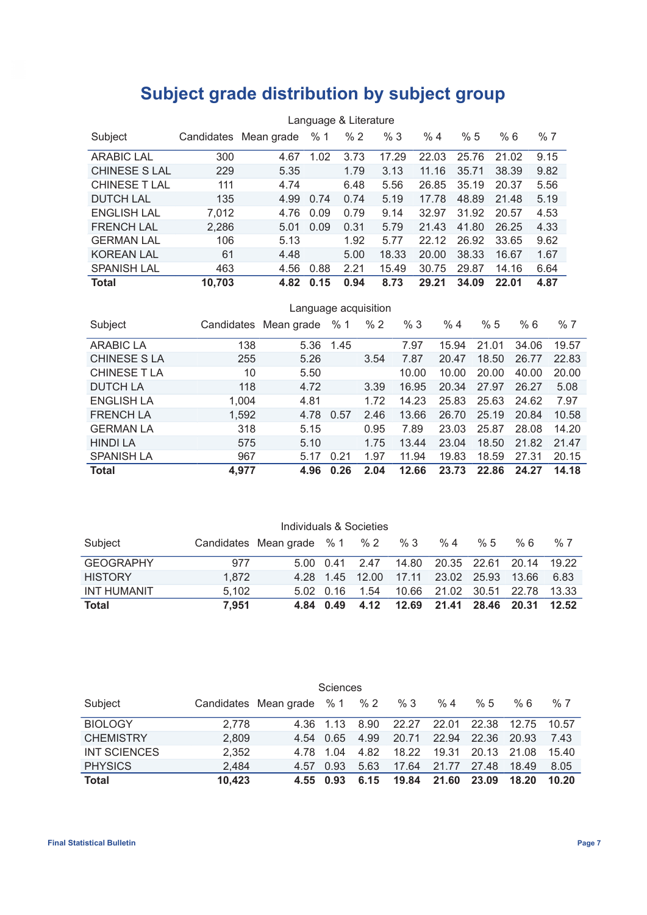# Subject grade distribution by subject group

Language & Literature

| Subject | Candidates | Mean grade | % 1 | % 2 | % 3 | % 4 | % 5 | % 6 | % 7 |
|---|---|---|---|---|---|---|---|---|---|
| ARABIC LAL | 300 | 4.67 | 1.02 | 3.73 | 17.29 | 22.03 | 25.76 | 21.02 | 9.15 |
| CHINESE S LAL | 229 | 5.35 | | 1.79 | 3.13 | 11.16 | 35.71 | 38.39 | 9.82 |
| CHINESE T LAL | 111 | 4.74 | | 6.48 | 5.56 | 26.85 | 35.19 | 20.37 | 5.56 |
| DUTCH LAL | 135 | 4.99 | 0.74 | 0.74 | 5.19 | 17.78 | 48.89 | 21.48 | 5.19 |
| ENGLISH LAL | 7,012 | 4.76 | 0.09 | 0.79 | 9.14 | 32.97 | 31.92 | 20.57 | 4.53 |
| FRENCH LAL | 2,286 | 5.01 | 0.09 | 0.31 | 5.79 | 21.43 | 41.80 | 26.25 | 4.33 |
| GERMAN LAL | 106 | 5.13 | | 1.92 | 5.77 | 22.12 | 26.92 | 33.65 | 9.62 |
| KOREAN LAL | 61 | 4.48 | | 5.00 | 18.33 | 20.00 | 38.33 | 16.67 | 1.67 |
| SPANISH LAL | 463 | 4.56 | 0.88 | 2.21 | 15.49 | 30.75 | 29.87 | 14.16 | 6.64 |
| **Total** | **10,703** | **4.82** | **0.15** | **0.94** | **8.73** | **29.21** | **34.09** | **22.01** | **4.87** |

Language acquisition

| Subject | Candidates | Mean grade | % 1 | % 2 | % 3 | % 4 | % 5 | % 6 | % 7 |
|---|---|---|---|---|---|---|---|---|---|
| ARABIC LA | 138 | 5.36 | 1.45 | | 7.97 | 15.94 | 21.01 | 34.06 | 19.57 |
| CHINESE S LA | 255 | 5.26 | | 3.54 | 7.87 | 20.47 | 18.50 | 26.77 | 22.83 |
| CHINESE T LA | 10 | 5.50 | | | 10.00 | 10.00 | 20.00 | 40.00 | 20.00 |
| DUTCH LA | 118 | 4.72 | | 3.39 | 16.95 | 20.34 | 27.97 | 26.27 | 5.08 |
| ENGLISH LA | 1,004 | 4.81 | | 1.72 | 14.23 | 25.83 | 25.63 | 24.62 | 7.97 |
| FRENCH LA | 1,592 | 4.78 | 0.57 | 2.46 | 13.66 | 26.70 | 25.19 | 20.84 | 10.58 |
| GERMAN LA | 318 | 5.15 | | 0.95 | 7.89 | 23.03 | 25.87 | 28.08 | 14.20 |
| HINDI LA | 575 | 5.10 | | 1.75 | 13.44 | 23.04 | 18.50 | 21.82 | 21.47 |
| SPANISH LA | 967 | 5.17 | 0.21 | 1.97 | 11.94 | 19.83 | 18.59 | 27.31 | 20.15 |
| **Total** | **4,977** | **4.96** | **0.26** | **2.04** | **12.66** | **23.73** | **22.86** | **24.27** | **14.18** |

Individuals & Societies

| Subject | Candidates | Mean grade | % 1 | % 2 | % 3 | % 4 | % 5 | % 6 | % 7 |
|---|---|---|---|---|---|---|---|---|---|
| GEOGRAPHY | 977 | 5.00 | 0.41 | 2.47 | 14.80 | 20.35 | 22.61 | 20.14 | 19.22 |
| HISTORY | 1,872 | 4.28 | 1.45 | 12.00 | 17.11 | 23.02 | 25.93 | 13.66 | 6.83 |
| INT HUMANIT | 5,102 | 5.02 | 0.16 | 1.54 | 10.66 | 21.02 | 30.51 | 22.78 | 13.33 |
| **Total** | **7,951** | **4.84** | **0.49** | **4.12** | **12.69** | **21.41** | **28.46** | **20.31** | **12.52** |

Sciences

| Subject | Candidates | Mean grade | % 1 | % 2 | % 3 | % 4 | % 5 | % 6 | % 7 |
|---|---|---|---|---|---|---|---|---|---|
| BIOLOGY | 2,778 | 4.36 | 1.13 | 8.90 | 22.27 | 22.01 | 22.38 | 12.75 | 10.57 |
| CHEMISTRY | 2,809 | 4.54 | 0.65 | 4.99 | 20.71 | 22.94 | 22.36 | 20.93 | 7.43 |
| INT SCIENCES | 2,352 | 4.78 | 1.04 | 4.82 | 18.22 | 19.31 | 20.13 | 21.08 | 15.40 |
| PHYSICS | 2,484 | 4.57 | 0.93 | 5.63 | 17.64 | 21.77 | 27.48 | 18.49 | 8.05 |
| **Total** | **10,423** | **4.55** | **0.93** | **6.15** | **19.84** | **21.60** | **23.09** | **18.20** | **10.20** |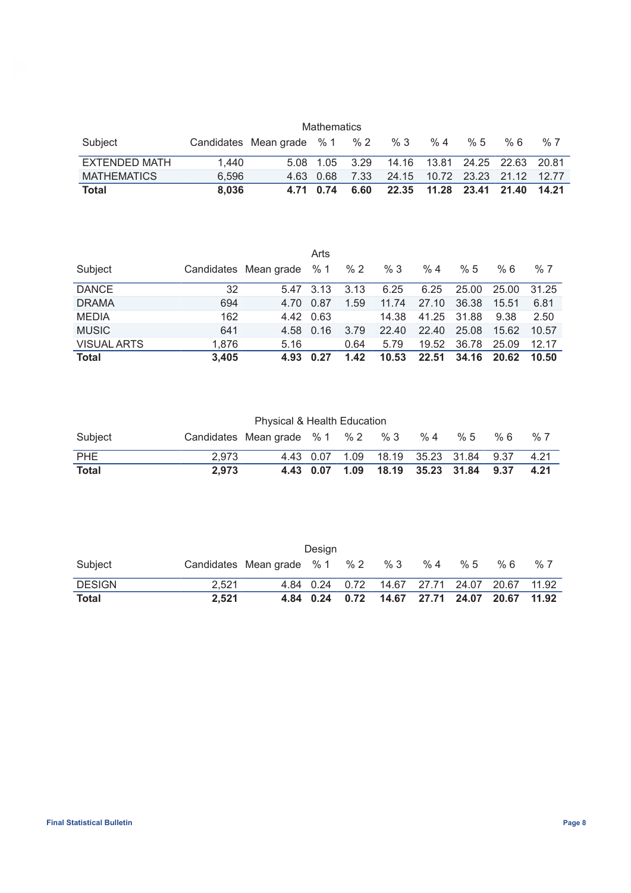## Mathematics

| Subject | Candidates | Mean grade | % 1 | % 2 | % 3 | % 4 | % 5 | % 6 | % 7 |
|---|---|---|---|---|---|---|---|---|---|
| EXTENDED MATH | 1,440 | 5.08 | 1.05 | 3.29 | 14.16 | 13.81 | 24.25 | 22.63 | 20.81 |
| MATHEMATICS | 6,596 | 4.63 | 0.68 | 7.33 | 24.15 | 10.72 | 23.23 | 21.12 | 12.77 |
| **Total** | **8,036** | **4.71** | **0.74** | **6.60** | **22.35** | **11.28** | **23.41** | **21.40** | **14.21** |

## Arts

| Subject | Candidates | Mean grade | % 1 | % 2 | % 3 | % 4 | % 5 | % 6 | % 7 |
|---|---|---|---|---|---|---|---|---|---|
| DANCE | 32 | 5.47 | 3.13 | 3.13 | 6.25 | 6.25 | 25.00 | 25.00 | 31.25 |
| DRAMA | 694 | 4.70 | 0.87 | 1.59 | 11.74 | 27.10 | 36.38 | 15.51 | 6.81 |
| MEDIA | 162 | 4.42 | 0.63 | | 14.38 | 41.25 | 31.88 | 9.38 | 2.50 |
| MUSIC | 641 | 4.58 | 0.16 | 3.79 | 22.40 | 22.40 | 25.08 | 15.62 | 10.57 |
| VISUAL ARTS | 1,876 | 5.16 | | 0.64 | 5.79 | 19.52 | 36.78 | 25.09 | 12.17 |
| **Total** | **3,405** | **4.93** | **0.27** | **1.42** | **10.53** | **22.51** | **34.16** | **20.62** | **10.50** |

## Physical & Health Education

| Subject | Candidates | Mean grade | % 1 | % 2 | % 3 | % 4 | % 5 | % 6 | % 7 |
|---|---|---|---|---|---|---|---|---|---|
| PHE | 2,973 | 4.43 | 0.07 | 1.09 | 18.19 | 35.23 | 31.84 | 9.37 | 4.21 |
| **Total** | **2,973** | **4.43** | **0.07** | **1.09** | **18.19** | **35.23** | **31.84** | **9.37** | **4.21** |

## Design

| Subject | Candidates | Mean grade | % 1 | % 2 | % 3 | % 4 | % 5 | % 6 | % 7 |
|---|---|---|---|---|---|---|---|---|---|
| DESIGN | 2,521 | 4.84 | 0.24 | 0.72 | 14.67 | 27.71 | 24.07 | 20.67 | 11.92 |
| **Total** | **2,521** | **4.84** | **0.24** | **0.72** | **14.67** | **27.71** | **24.07** | **20.67** | **11.92** |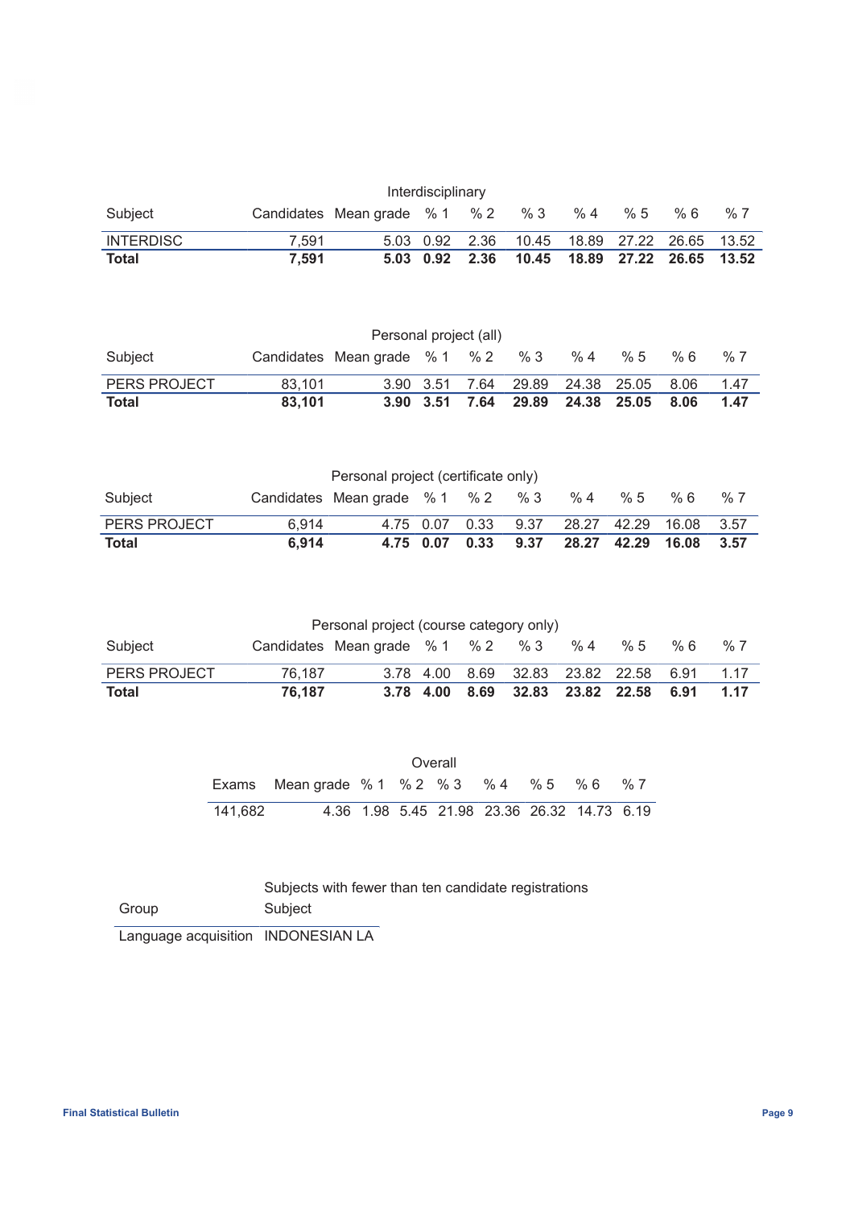### Interdisciplinary

| Subject | Candidates | Mean grade | % 1 | % 2 | % 3 | % 4 | % 5 | % 6 | % 7 |
|---|---|---|---|---|---|---|---|---|---|
| INTERDISC | 7,591 | 5.03 | 0.92 | 2.36 | 10.45 | 18.89 | 27.22 | 26.65 | 13.52 |
| **Total** | **7,591** | **5.03** | **0.92** | **2.36** | **10.45** | **18.89** | **27.22** | **26.65** | **13.52** |

### Personal project (all)

| Subject | Candidates | Mean grade | % 1 | % 2 | % 3 | % 4 | % 5 | % 6 | % 7 |
|---|---|---|---|---|---|---|---|---|---|
| PERS PROJECT | 83,101 | 3.90 | 3.51 | 7.64 | 29.89 | 24.38 | 25.05 | 8.06 | 1.47 |
| **Total** | **83,101** | **3.90** | **3.51** | **7.64** | **29.89** | **24.38** | **25.05** | **8.06** | **1.47** |

### Personal project (certificate only)

| Subject | Candidates | Mean grade | % 1 | % 2 | % 3 | % 4 | % 5 | % 6 | % 7 |
|---|---|---|---|---|---|---|---|---|---|
| PERS PROJECT | 6,914 | 4.75 | 0.07 | 0.33 | 9.37 | 28.27 | 42.29 | 16.08 | 3.57 |
| **Total** | **6,914** | **4.75** | **0.07** | **0.33** | **9.37** | **28.27** | **42.29** | **16.08** | **3.57** |

### Personal project (course category only)

| Subject | Candidates | Mean grade | % 1 | % 2 | % 3 | % 4 | % 5 | % 6 | % 7 |
|---|---|---|---|---|---|---|---|---|---|
| PERS PROJECT | 76,187 | 3.78 | 4.00 | 8.69 | 32.83 | 23.82 | 22.58 | 6.91 | 1.17 |
| **Total** | **76,187** | **3.78** | **4.00** | **8.69** | **32.83** | **23.82** | **22.58** | **6.91** | **1.17** |

### Overall

| Exams | Mean grade | % 1 | % 2 | % 3 | % 4 | % 5 | % 6 | % 7 |
|---|---|---|---|---|---|---|---|---|
| 141,682 | 4.36 | 1.98 | 5.45 | 21.98 | 23.36 | 26.32 | 14.73 | 6.19 |

### Subjects with fewer than ten candidate registrations

| Group | Subject |
|---|---|
| Language acquisition | INDONESIAN LA |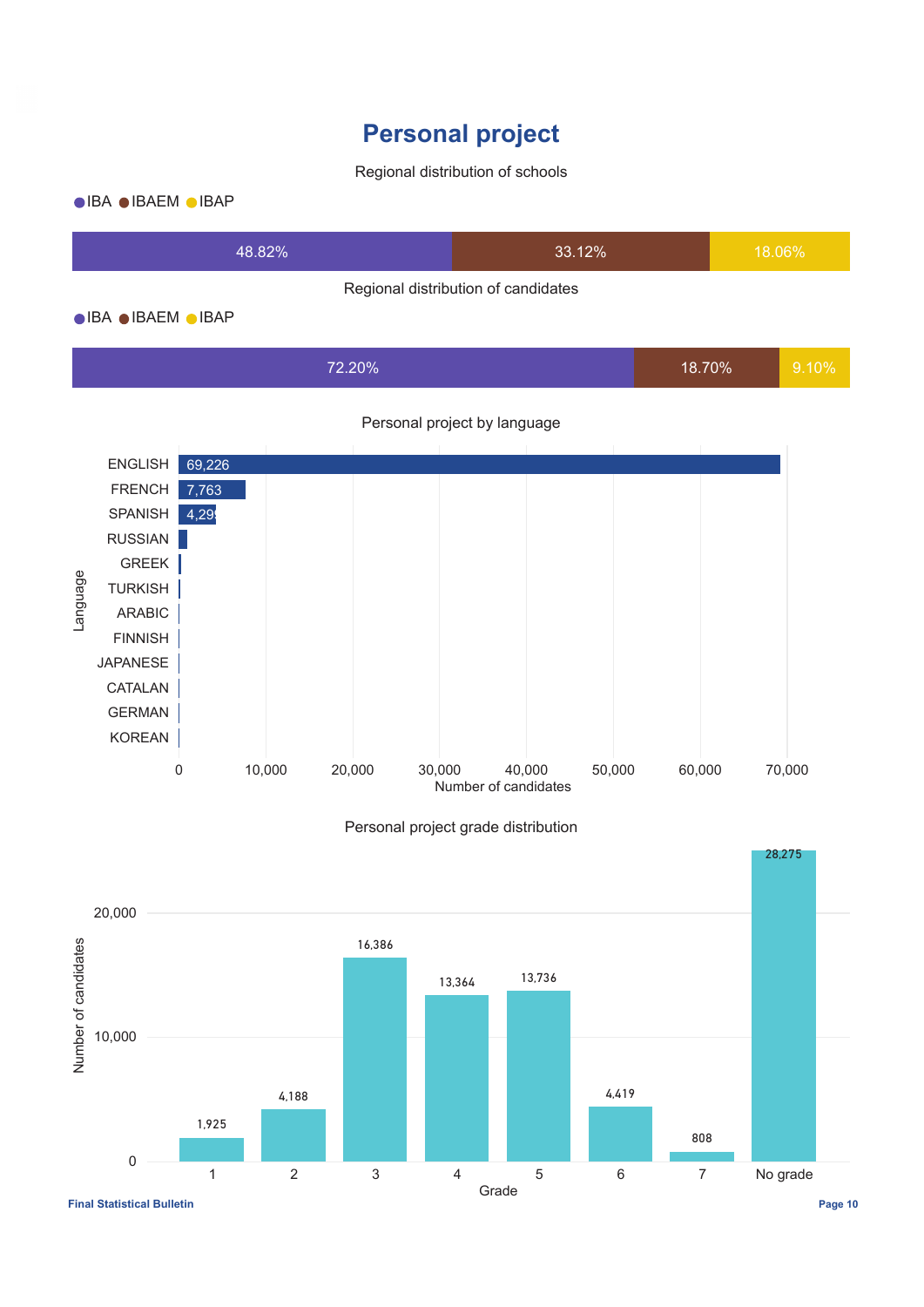# Personal project

Regional distribution of schools

| IBA | IBAEM | IBAP |
|---|---|---|
| 48.82% | 33.12% | 18.06% |

Regional distribution of candidates

| IBA | IBAEM | IBAP |
|---|---|---|
| 72.20% | 18.70% | 9.10% |

Personal project by language

| Language | Number of candidates |
|---|---|
| ENGLISH | 69,226 |
| FRENCH | 7,763 |
| SPANISH | 4,29 |
| RUSSIAN | |
| GREEK | |
| TURKISH | |
| ARABIC | |
| FINNISH | |
| JAPANESE | |
| CATALAN | |
| GERMAN | |
| KOREAN | |

Personal project grade distribution

| Grade | Number of candidates |
|---|---|
| 1 | 1,925 |
| 2 | 4,188 |
| 3 | 16,386 |
| 4 | 13,364 |
| 5 | 13,736 |
| 6 | 4,419 |
| 7 | 808 |
| No grade | 28,275 |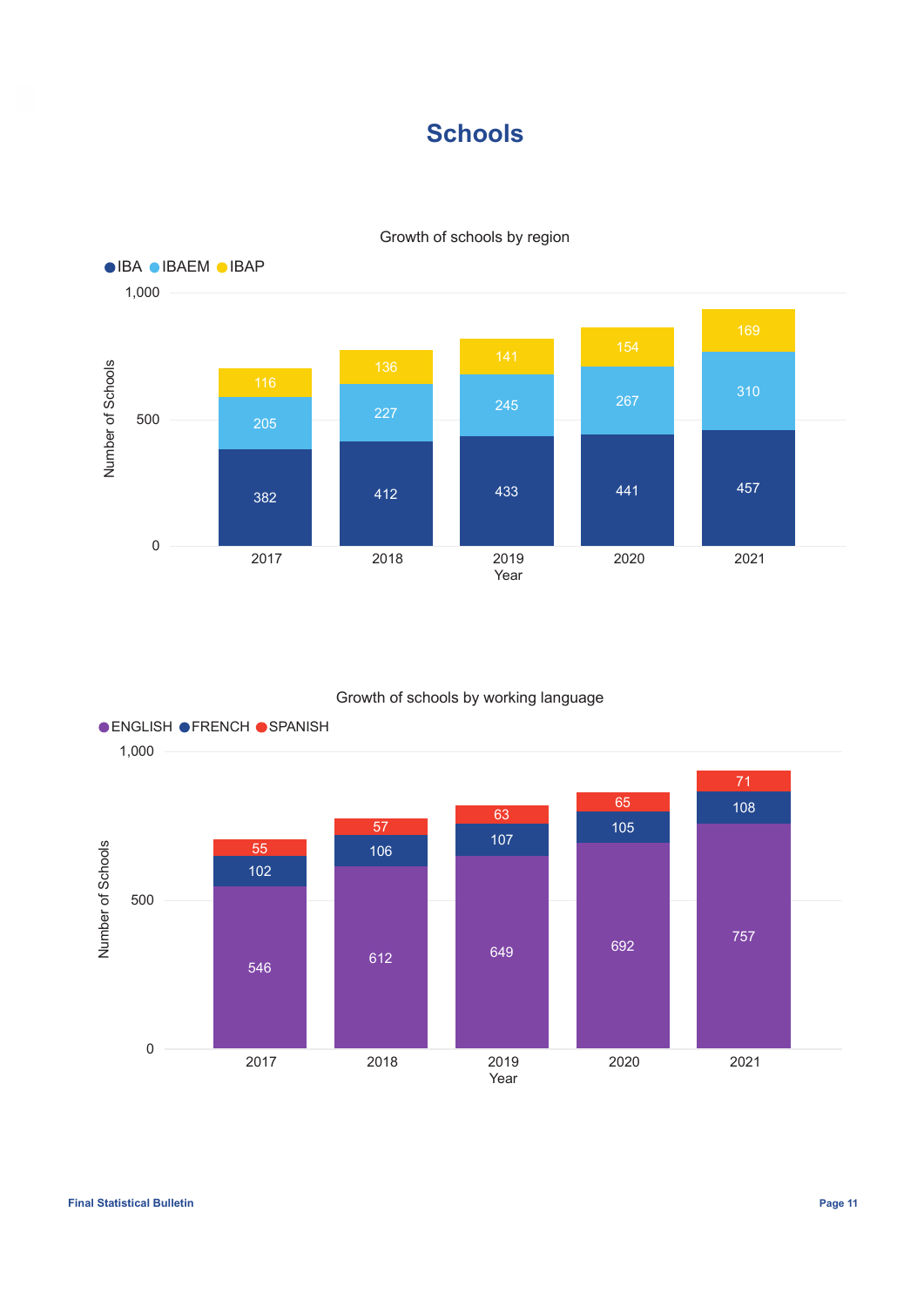# Schools

Growth of schools by region

| Year | IBA | IBAEM | IBAP |
|---|---|---|---|
| 2017 | 382 | 205 | 116 |
| 2018 | 412 | 227 | 136 |
| 2019 | 433 | 245 | 141 |
| 2020 | 441 | 267 | 154 |
| 2021 | 457 | 310 | 169 |

Growth of schools by working language

| Year | ENGLISH | FRENCH | SPANISH |
|---|---|---|---|
| 2017 | 546 | 102 | 55 |
| 2018 | 612 | 106 | 57 |
| 2019 | 649 | 107 | 63 |
| 2020 | 692 | 105 | 65 |
| 2021 | 757 | 108 | 71 |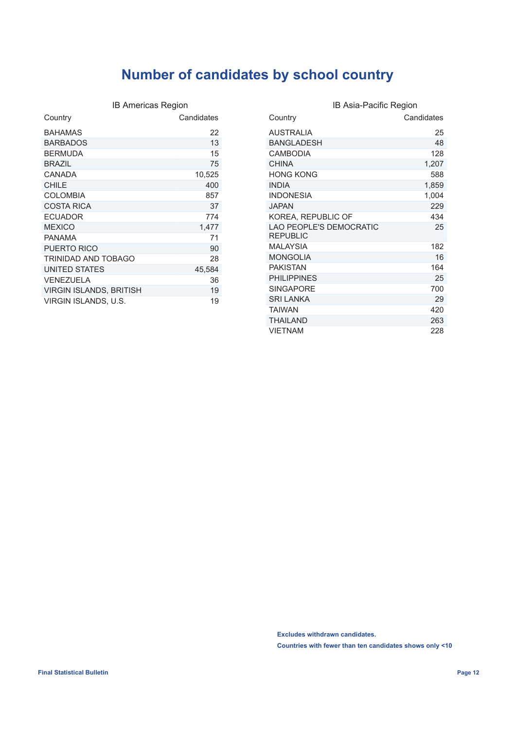# Number of candidates by school country

### IB Americas Region

| Country | Candidates |
|---|---|
| BAHAMAS | 22 |
| BARBADOS | 13 |
| BERMUDA | 15 |
| BRAZIL | 75 |
| CANADA | 10,525 |
| CHILE | 400 |
| COLOMBIA | 857 |
| COSTA RICA | 37 |
| ECUADOR | 774 |
| MEXICO | 1,477 |
| PANAMA | 71 |
| PUERTO RICO | 90 |
| TRINIDAD AND TOBAGO | 28 |
| UNITED STATES | 45,584 |
| VENEZUELA | 36 |
| VIRGIN ISLANDS, BRITISH | 19 |
| VIRGIN ISLANDS, U.S. | 19 |

### IB Asia-Pacific Region

| Country | Candidates |
|---|---|
| AUSTRALIA | 25 |
| BANGLADESH | 48 |
| CAMBODIA | 128 |
| CHINA | 1,207 |
| HONG KONG | 588 |
| INDIA | 1,859 |
| INDONESIA | 1,004 |
| JAPAN | 229 |
| KOREA, REPUBLIC OF | 434 |
| LAO PEOPLE'S DEMOCRATIC REPUBLIC | 25 |
| MALAYSIA | 182 |
| MONGOLIA | 16 |
| PAKISTAN | 164 |
| PHILIPPINES | 25 |
| SINGAPORE | 700 |
| SRI LANKA | 29 |
| TAIWAN | 420 |
| THAILAND | 263 |
| VIETNAM | 228 |

**Excludes withdrawn candidates.**

**Countries with fewer than ten candidates shows only <10**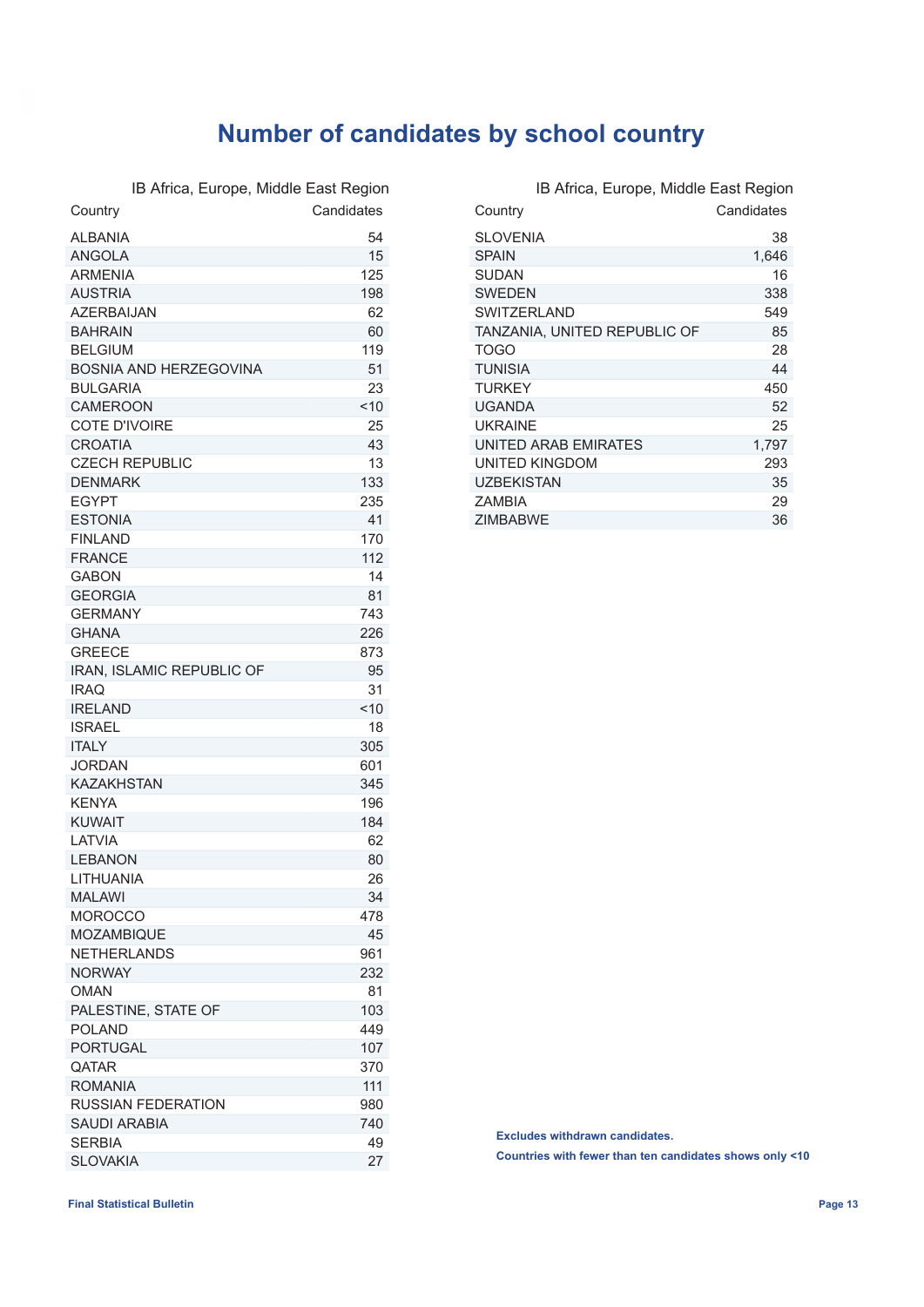# Number of candidates by school country

IB Africa, Europe, Middle East Region

| Country | Candidates |
|---|---|
| ALBANIA | 54 |
| ANGOLA | 15 |
| ARMENIA | 125 |
| AUSTRIA | 198 |
| AZERBAIJAN | 62 |
| BAHRAIN | 60 |
| BELGIUM | 119 |
| BOSNIA AND HERZEGOVINA | 51 |
| BULGARIA | 23 |
| CAMEROON | <10 |
| COTE D'IVOIRE | 25 |
| CROATIA | 43 |
| CZECH REPUBLIC | 13 |
| DENMARK | 133 |
| EGYPT | 235 |
| ESTONIA | 41 |
| FINLAND | 170 |
| FRANCE | 112 |
| GABON | 14 |
| GEORGIA | 81 |
| GERMANY | 743 |
| GHANA | 226 |
| GREECE | 873 |
| IRAN, ISLAMIC REPUBLIC OF | 95 |
| IRAQ | 31 |
| IRELAND | <10 |
| ISRAEL | 18 |
| ITALY | 305 |
| JORDAN | 601 |
| KAZAKHSTAN | 345 |
| KENYA | 196 |
| KUWAIT | 184 |
| LATVIA | 62 |
| LEBANON | 80 |
| LITHUANIA | 26 |
| MALAWI | 34 |
| MOROCCO | 478 |
| MOZAMBIQUE | 45 |
| NETHERLANDS | 961 |
| NORWAY | 232 |
| OMAN | 81 |
| PALESTINE, STATE OF | 103 |
| POLAND | 449 |
| PORTUGAL | 107 |
| QATAR | 370 |
| ROMANIA | 111 |
| RUSSIAN FEDERATION | 980 |
| SAUDI ARABIA | 740 |
| SERBIA | 49 |
| SLOVAKIA | 27 |
| SLOVENIA | 38 |
| SPAIN | 1,646 |
| SUDAN | 16 |
| SWEDEN | 338 |
| SWITZERLAND | 549 |
| TANZANIA, UNITED REPUBLIC OF | 85 |
| TOGO | 28 |
| TUNISIA | 44 |
| TURKEY | 450 |
| UGANDA | 52 |
| UKRAINE | 25 |
| UNITED ARAB EMIRATES | 1,797 |
| UNITED KINGDOM | 293 |
| UZBEKISTAN | 35 |
| ZAMBIA | 29 |
| ZIMBABWE | 36 |

**Excludes withdrawn candidates.**

**Countries with fewer than ten candidates shows only <10**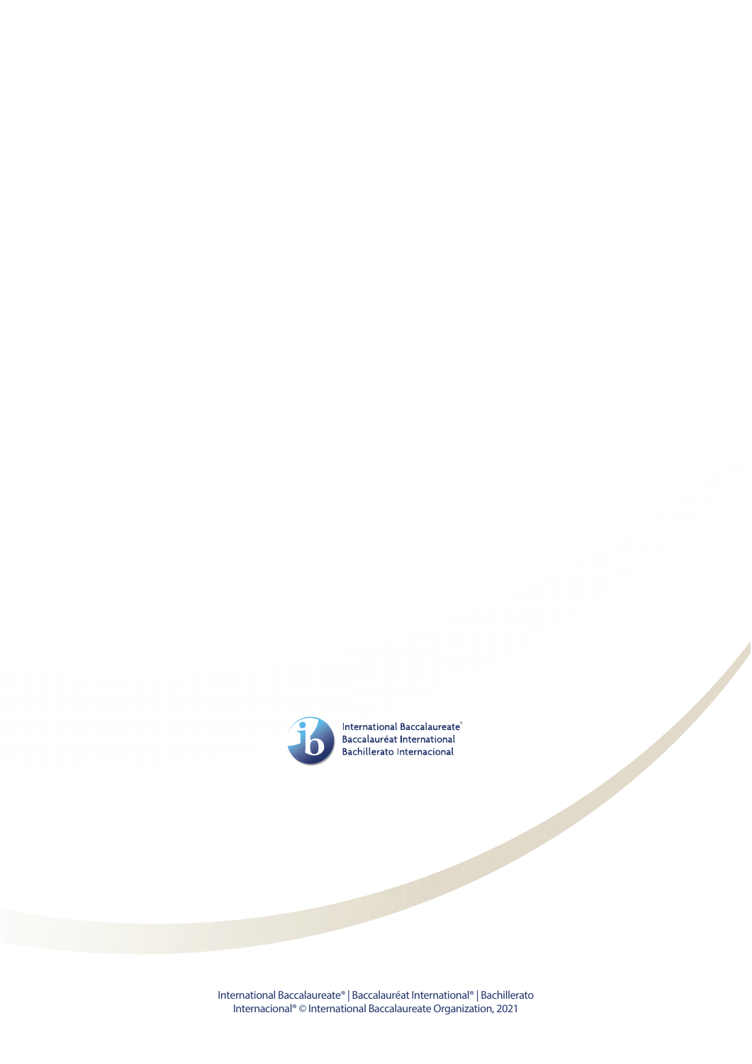International Baccalaureate®
Baccalauréat International
Bachillerato Internacional

International Baccalaureate® | Baccalauréat International® | Bachillerato Internacional® © International Baccalaureate Organization, 2021